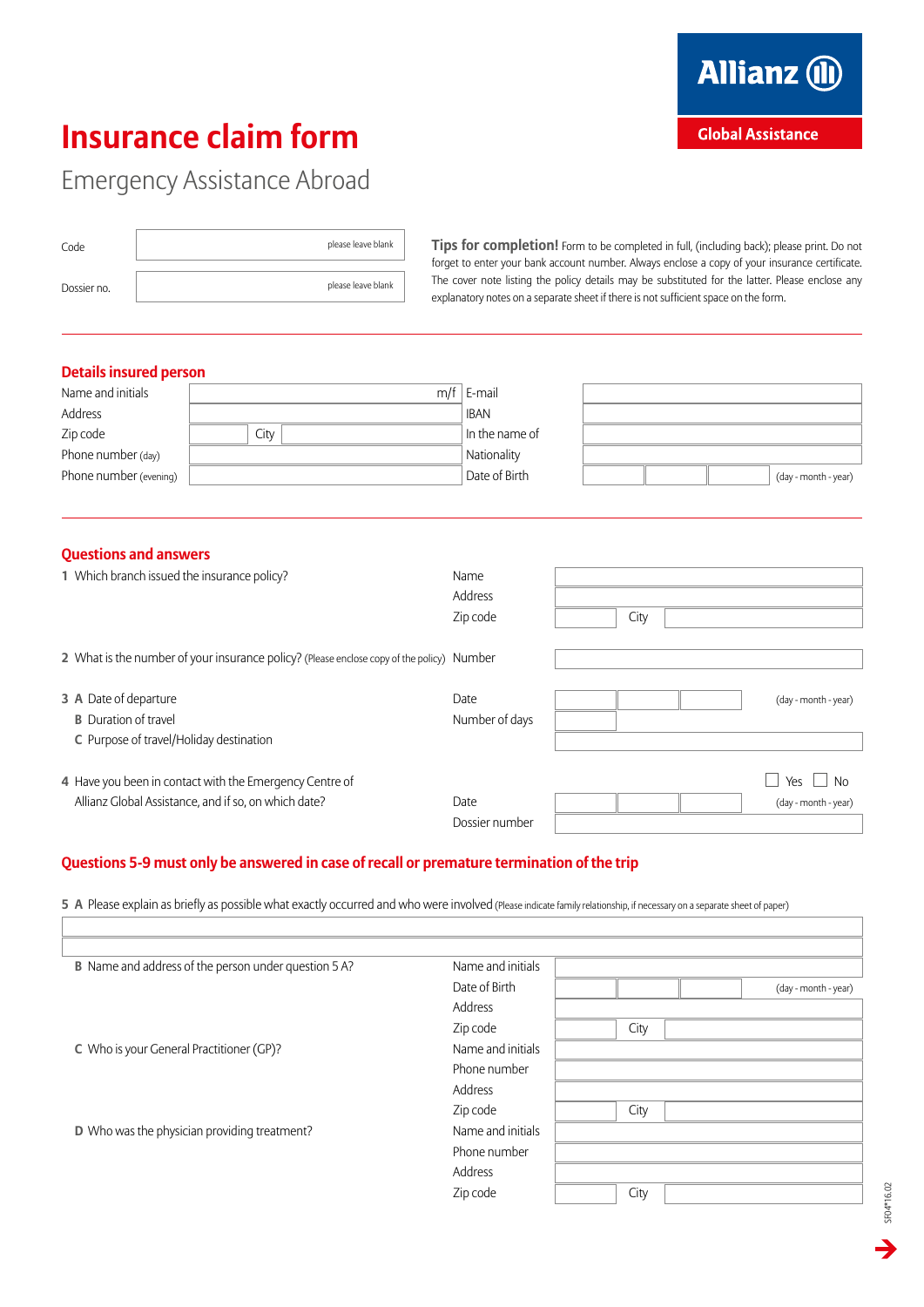Allianz

Global Assistance

# Insurance claim form

## Emergency Assistance Abroad

| | |
|---|---|
| Code | please leave blank |
| Dossier no. | please leave blank |

**Tips for completion!** Form to be completed in full, (including back); please print. Do not forget to enter your bank account number. Always enclose a copy of your insurance certificate. The cover note listing the policy details may be substituted for the latter. Please enclose any explanatory notes on a separate sheet if there is not sufficient space on the form.

### Details insured person

| | | | |
|---|---|---|---|
| Name and initials | m/f | E-mail | |
| Address | | IBAN | |
| Zip code | City | In the name of | |
| Phone number (day) | | Nationality | |
| Phone number (evening) | | Date of Birth | (day - month - year) |

### Questions and answers

**1** Which branch issued the insurance policy?

| | |
|---|---|
| Name | |
| Address | |
| Zip code | City |

**2** What is the number of your insurance policy? (Please enclose copy of the policy)

| | |
|---|---|
| Number | |

**3 A** Date of departure
**B** Duration of travel
**C** Purpose of travel/Holiday destination

| | |
|---|---|
| Date | (day - month - year) |
| Number of days | |
| | |

**4** Have you been in contact with the Emergency Centre of Allianz Global Assistance, and if so, on which date?

☐ Yes ☐ No

| | |
|---|---|
| Date | (day - month - year) |
| Dossier number | |

### Questions 5-9 must only be answered in case of recall or premature termination of the trip

**5 A** Please explain as briefly as possible what exactly occurred and who were involved (Please indicate family relationship, if necessary on a separate sheet of paper)

| |
|---|
| |
| |

**B** Name and address of the person under question 5 A?

| | |
|---|---|
| Name and initials | |
| Date of Birth | (day - month - year) |
| Address | |
| Zip code | City |

**C** Who is your General Practitioner (GP)?

| | |
|---|---|
| Name and initials | |
| Phone number | |
| Address | |
| Zip code | City |

**D** Who was the physician providing treatment?

| | |
|---|---|
| Name and initials | |
| Phone number | |
| Address | |
| Zip code | City |

SF04*16.02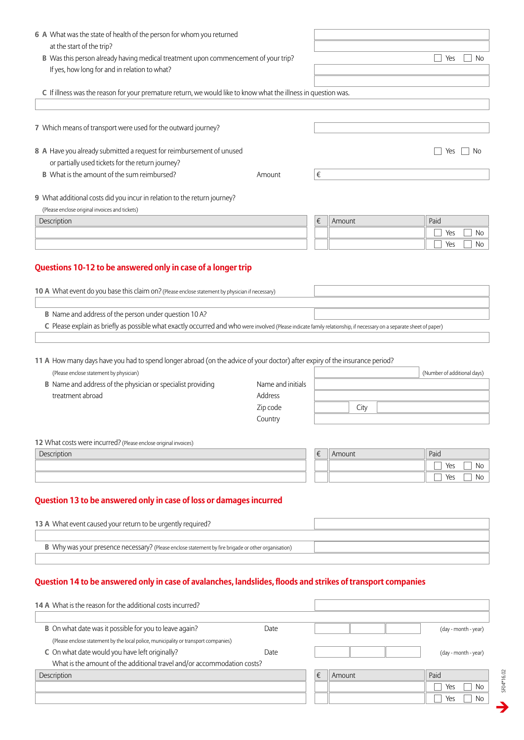6 A What was the state of health of the person for whom you returned at the start of the trip?

B Was this person already having medical treatment upon commencement of your trip? ☐ Yes ☐ No

If yes, how long for and in relation to what?

C If illness was the reason for your premature return, we would like to know what the illness in question was.

7 Which means of transport were used for the outward journey?

8 A Have you already submitted a request for reimbursement of unused or partially used tickets for the return journey? ☐ Yes ☐ No

B What is the amount of the sum reimbursed? Amount €

9 What additional costs did you incur in relation to the return journey?

(Please enclose original invoices and tickets)

| Description | € | Amount | Paid |
|---|---|---|---|
| | | | ☐ Yes ☐ No |
| | | | ☐ Yes ☐ No |

## Questions 10-12 to be answered only in case of a longer trip

10 A What event do you base this claim on? (Please enclose statement by physician if necessary)

B Name and address of the person under question 10 A?

C Please explain as briefly as possible what exactly occurred and who were involved (Please indicate family relationship, if necessary on a separate sheet of paper)

11 A How many days have you had to spend longer abroad (on the advice of your doctor) after expiry of the insurance period?

(Please enclose statement by physician) (Number of additional days)

B Name and address of the physician or specialist providing treatment abroad

Name and initials

Address

Zip code City

Country

12 What costs were incurred? (Please enclose original invoices)

| Description | € | Amount | Paid |
|---|---|---|---|
| | | | ☐ Yes ☐ No |
| | | | ☐ Yes ☐ No |

## Question 13 to be answered only in case of loss or damages incurred

13 A What event caused your return to be urgently required?

B Why was your presence necessary? (Please enclose statement by fire brigade or other organisation)

## Question 14 to be answered only in case of avalanches, landslides, floods and strikes of transport companies

14 A What is the reason for the additional costs incurred?

B On what date was it possible for you to leave again? Date (day - month - year)

(Please enclose statement by the local police, municipality or transport companies)

C On what date would you have left originally? Date (day - month - year)

What is the amount of the additional travel and/or accommodation costs?

| Description | € | Amount | Paid |
|---|---|---|---|
| | | | ☐ Yes ☐ No |
| | | | ☐ Yes ☐ No |

SF04*16.02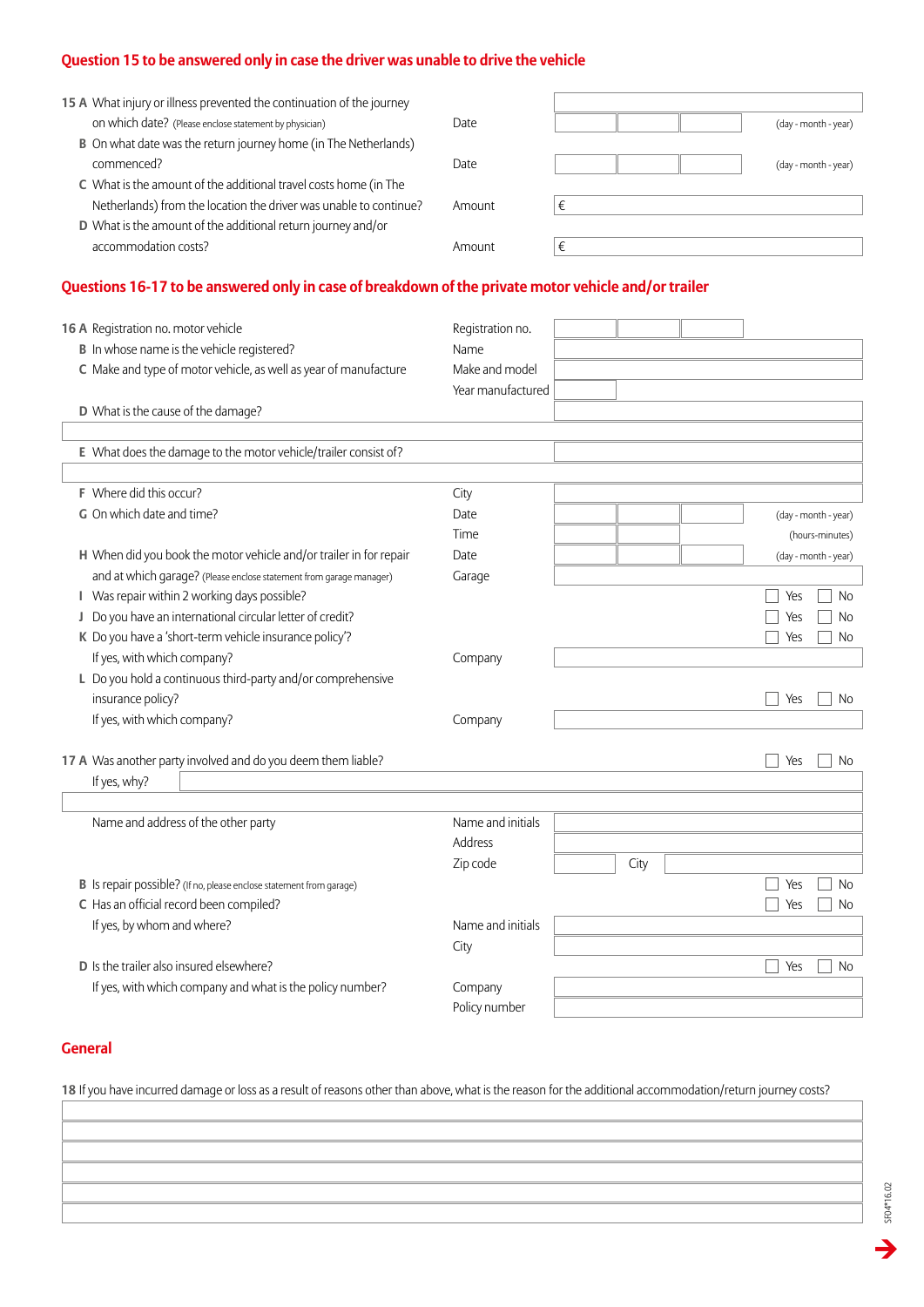## Question 15 to be answered only in case the driver was unable to drive the vehicle

**15 A** What injury or illness prevented the continuation of the journey on which date? (Please enclose statement by physician) — Date ____ (day - month - year)

**B** On what date was the return journey home (in The Netherlands) commenced? — Date ____ (day - month - year)

**C** What is the amount of the additional travel costs home (in The Netherlands) from the location the driver was unable to continue? — Amount € ____

**D** What is the amount of the additional return journey and/or accommodation costs? — Amount € ____

## Questions 16-17 to be answered only in case of breakdown of the private motor vehicle and/or trailer

**16 A** Registration no. motor vehicle — Registration no. ____

**B** In whose name is the vehicle registered? — Name ____

**C** Make and type of motor vehicle, as well as year of manufacture — Make and model ____ Year manufactured ____

**D** What is the cause of the damage? ____

**E** What does the damage to the motor vehicle/trailer consist of? ____

**F** Where did this occur? — City ____

**G** On which date and time? — Date ____ (day - month - year) Time ____ (hours-minutes)

**H** When did you book the motor vehicle and/or trailer in for repair and at which garage? (Please enclose statement from garage manager) — Date ____ (day - month - year) Garage ____

**I** Was repair within 2 working days possible? ☐ Yes ☐ No

**J** Do you have an international circular letter of credit? ☐ Yes ☐ No

**K** Do you have a 'short-term vehicle insurance policy'? ☐ Yes ☐ No

If yes, with which company? — Company ____

**L** Do you hold a continuous third-party and/or comprehensive insurance policy? ☐ Yes ☐ No

If yes, with which company? — Company ____

**17 A** Was another party involved and do you deem them liable? ☐ Yes ☐ No

If yes, why? ____

Name and address of the other party — Name and initials ____ Address ____ Zip code ____ City ____

**B** Is repair possible? (If no, please enclose statement from garage) ☐ Yes ☐ No

**C** Has an official record been compiled? ☐ Yes ☐ No

If yes, by whom and where? — Name and initials ____ City ____

**D** Is the trailer also insured elsewhere? ☐ Yes ☐ No

If yes, with which company and what is the policy number? — Company ____ Policy number ____

## General

**18** If you have incurred damage or loss as a result of reasons other than above, what is the reason for the additional accommodation/return journey costs?

____

SF04*16.02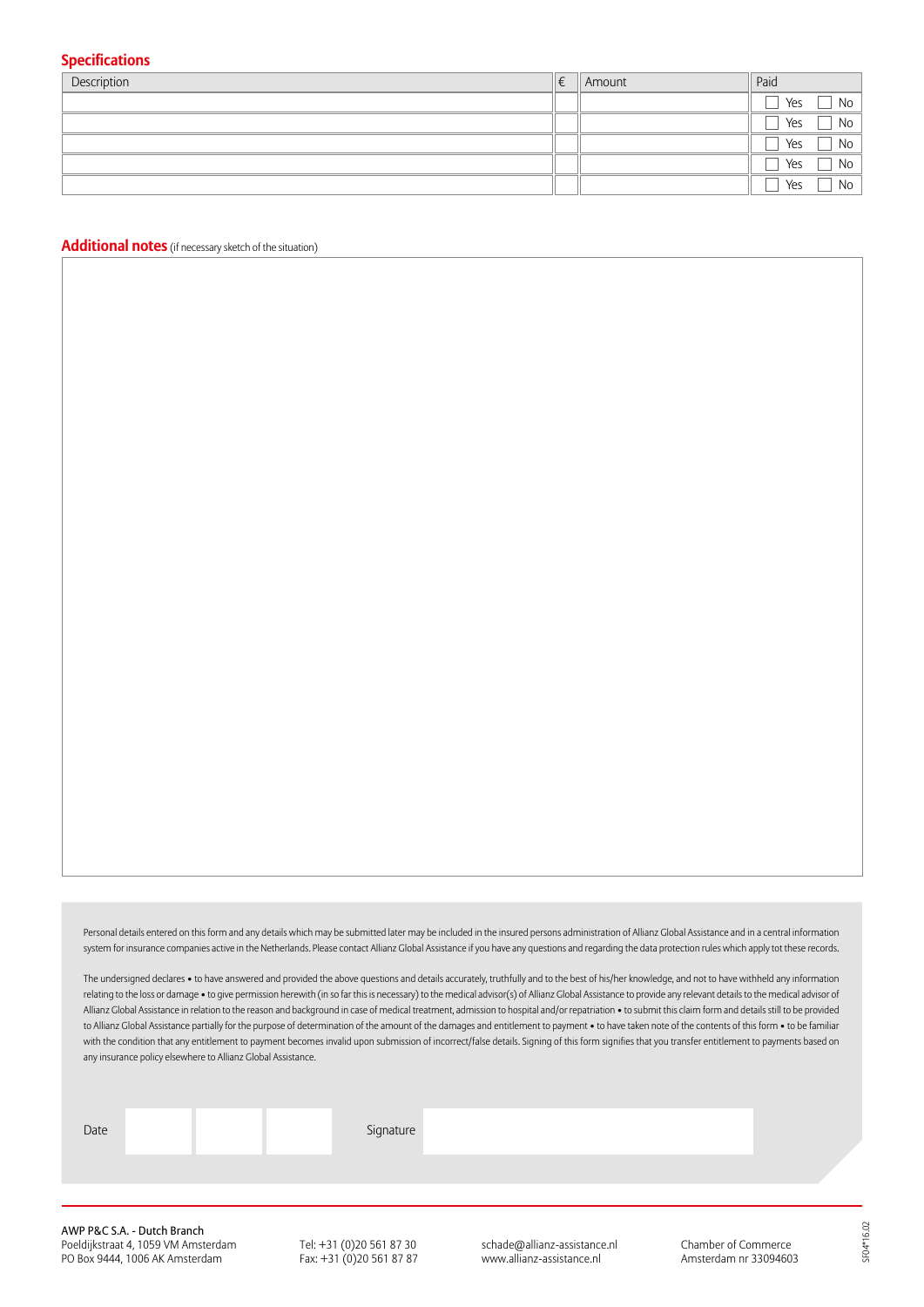## Specifications

| Description | € | Amount | Paid |
|---|---|---|---|
| | | | ☐ Yes ☐ No |
| | | | ☐ Yes ☐ No |
| | | | ☐ Yes ☐ No |
| | | | ☐ Yes ☐ No |
| | | | ☐ Yes ☐ No |

## Additional notes (if necessary sketch of the situation)

Personal details entered on this form and any details which may be submitted later may be included in the insured persons administration of Allianz Global Assistance and in a central information system for insurance companies active in the Netherlands. Please contact Allianz Global Assistance if you have any questions and regarding the data protection rules which apply tot these records.

The undersigned declares • to have answered and provided the above questions and details accurately, truthfully and to the best of his/her knowledge, and not to have withheld any information relating to the loss or damage • to give permission herewith (in so far this is necessary) to the medical advisor(s) of Allianz Global Assistance to provide any relevant details to the medical advisor of Allianz Global Assistance in relation to the reason and background in case of medical treatment, admission to hospital and/or repatriation • to submit this claim form and details still to be provided to Allianz Global Assistance partially for the purpose of determination of the amount of the damages and entitlement to payment • to have taken note of the contents of this form • to be familiar with the condition that any entitlement to payment becomes invalid upon submission of incorrect/false details. Signing of this form signifies that you transfer entitlement to payments based on any insurance policy elsewhere to Allianz Global Assistance.

Date | | | Signature

**AWP P&C S.A. - Dutch Branch**
Poeldijkstraat 4, 1059 VM Amsterdam
PO Box 9444, 1006 AK Amsterdam

Tel: +31 (0)20 561 87 30
Fax: +31 (0)20 561 87 87

schade@allianz-assistance.nl
www.allianz-assistance.nl

Chamber of Commerce
Amsterdam nr 33094603

SF04*16.02